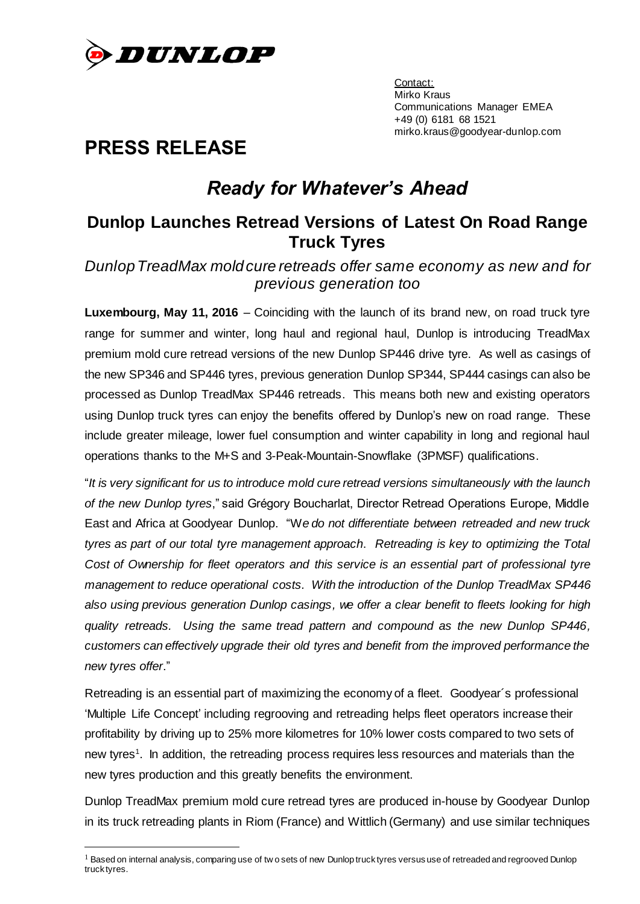Contact:
Mirko Kraus
Communications Manager EMEA
+49 (0) 6181 68 1521
mirko.kraus@goodyear-dunlop.com

# PRESS RELEASE

## *Ready for Whatever's Ahead*

### Dunlop Launches Retread Versions of Latest On Road Range Truck Tyres

*Dunlop TreadMax mold cure retreads offer same economy as new and for previous generation too*

**Luxembourg, May 11, 2016** – Coinciding with the launch of its brand new, on road truck tyre range for summer and winter, long haul and regional haul, Dunlop is introducing TreadMax premium mold cure retread versions of the new Dunlop SP446 drive tyre. As well as casings of the new SP346 and SP446 tyres, previous generation Dunlop SP344, SP444 casings can also be processed as Dunlop TreadMax SP446 retreads. This means both new and existing operators using Dunlop truck tyres can enjoy the benefits offered by Dunlop's new on road range. These include greater mileage, lower fuel consumption and winter capability in long and regional haul operations thanks to the M+S and 3-Peak-Mountain-Snowflake (3PMSF) qualifications.

"*It is very significant for us to introduce mold cure retread versions simultaneously with the launch of the new Dunlop tyres*," said Grégory Boucharlat, Director Retread Operations Europe, Middle East and Africa at Goodyear Dunlop. "*We do not differentiate between retreaded and new truck tyres as part of our total tyre management approach. Retreading is key to optimizing the Total Cost of Ownership for fleet operators and this service is an essential part of professional tyre management to reduce operational costs. With the introduction of the Dunlop TreadMax SP446 also using previous generation Dunlop casings, we offer a clear benefit to fleets looking for high quality retreads. Using the same tread pattern and compound as the new Dunlop SP446, customers can effectively upgrade their old tyres and benefit from the improved performance the new tyres offer*."

Retreading is an essential part of maximizing the economy of a fleet. Goodyear´s professional 'Multiple Life Concept' including regrooving and retreading helps fleet operators increase their profitability by driving up to 25% more kilometres for 10% lower costs compared to two sets of new tyres[1]. In addition, the retreading process requires less resources and materials than the new tyres production and this greatly benefits the environment.

Dunlop TreadMax premium mold cure retread tyres are produced in-house by Goodyear Dunlop in its truck retreading plants in Riom (France) and Wittlich (Germany) and use similar techniques

[1] Based on internal analysis, comparing use of two sets of new Dunlop truck tyres versus use of retreaded and regrooved Dunlop truck tyres.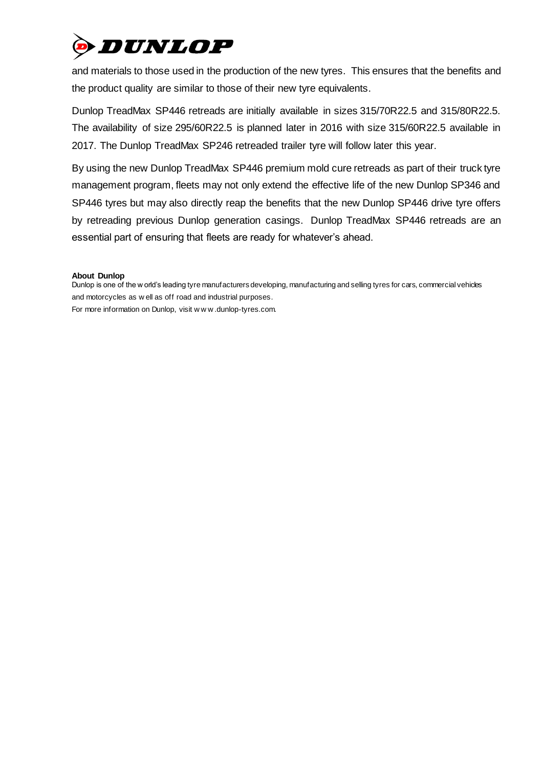and materials to those used in the production of the new tyres. This ensures that the benefits and the product quality are similar to those of their new tyre equivalents.

Dunlop TreadMax SP446 retreads are initially available in sizes 315/70R22.5 and 315/80R22.5. The availability of size 295/60R22.5 is planned later in 2016 with size 315/60R22.5 available in 2017. The Dunlop TreadMax SP246 retreaded trailer tyre will follow later this year.

By using the new Dunlop TreadMax SP446 premium mold cure retreads as part of their truck tyre management program, fleets may not only extend the effective life of the new Dunlop SP346 and SP446 tyres but may also directly reap the benefits that the new Dunlop SP446 drive tyre offers by retreading previous Dunlop generation casings. Dunlop TreadMax SP446 retreads are an essential part of ensuring that fleets are ready for whatever's ahead.

**About Dunlop**

Dunlop is one of the world's leading tyre manufacturers developing, manufacturing and selling tyres for cars, commercial vehicles and motorcycles as well as off road and industrial purposes.

For more information on Dunlop, visit www.dunlop-tyres.com.